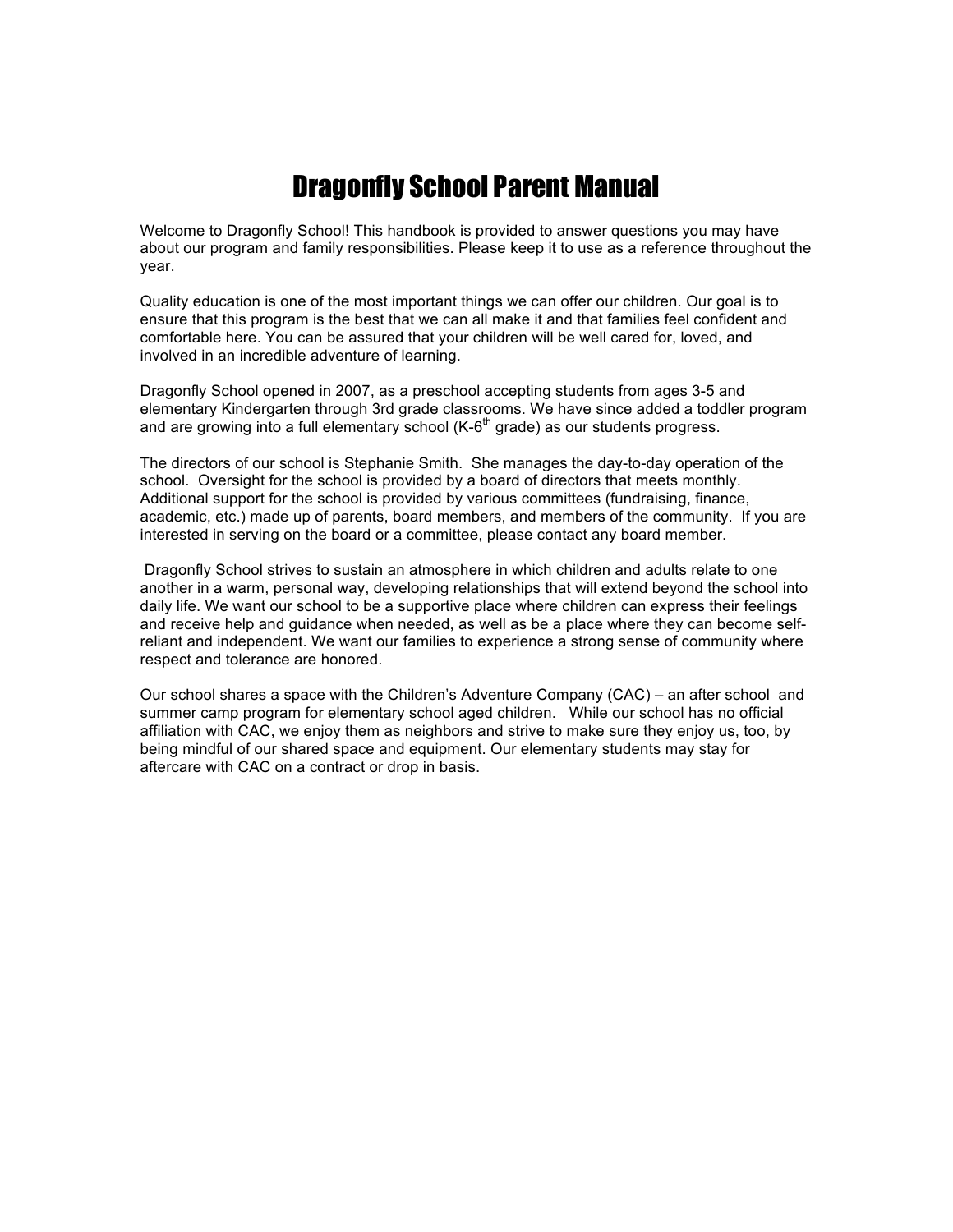# Dragonfly School Parent Manual

Welcome to Dragonfly School! This handbook is provided to answer questions you may have about our program and family responsibilities. Please keep it to use as a reference throughout the year.

Quality education is one of the most important things we can offer our children. Our goal is to ensure that this program is the best that we can all make it and that families feel confident and comfortable here. You can be assured that your children will be well cared for, loved, and involved in an incredible adventure of learning.

Dragonfly School opened in 2007, as a preschool accepting students from ages 3-5 and elementary Kindergarten through 3rd grade classrooms. We have since added a toddler program and are growing into a full elementary school (K-6th grade) as our students progress.

The directors of our school is Stephanie Smith. She manages the day-to-day operation of the school. Oversight for the school is provided by a board of directors that meets monthly. Additional support for the school is provided by various committees (fundraising, finance, academic, etc.) made up of parents, board members, and members of the community. If you are interested in serving on the board or a committee, please contact any board member.

Dragonfly School strives to sustain an atmosphere in which children and adults relate to one another in a warm, personal way, developing relationships that will extend beyond the school into daily life. We want our school to be a supportive place where children can express their feelings and receive help and guidance when needed, as well as be a place where they can become self-reliant and independent. We want our families to experience a strong sense of community where respect and tolerance are honored.

Our school shares a space with the Children's Adventure Company (CAC) – an after school and summer camp program for elementary school aged children. While our school has no official affiliation with CAC, we enjoy them as neighbors and strive to make sure they enjoy us, too, by being mindful of our shared space and equipment. Our elementary students may stay for aftercare with CAC on a contract or drop in basis.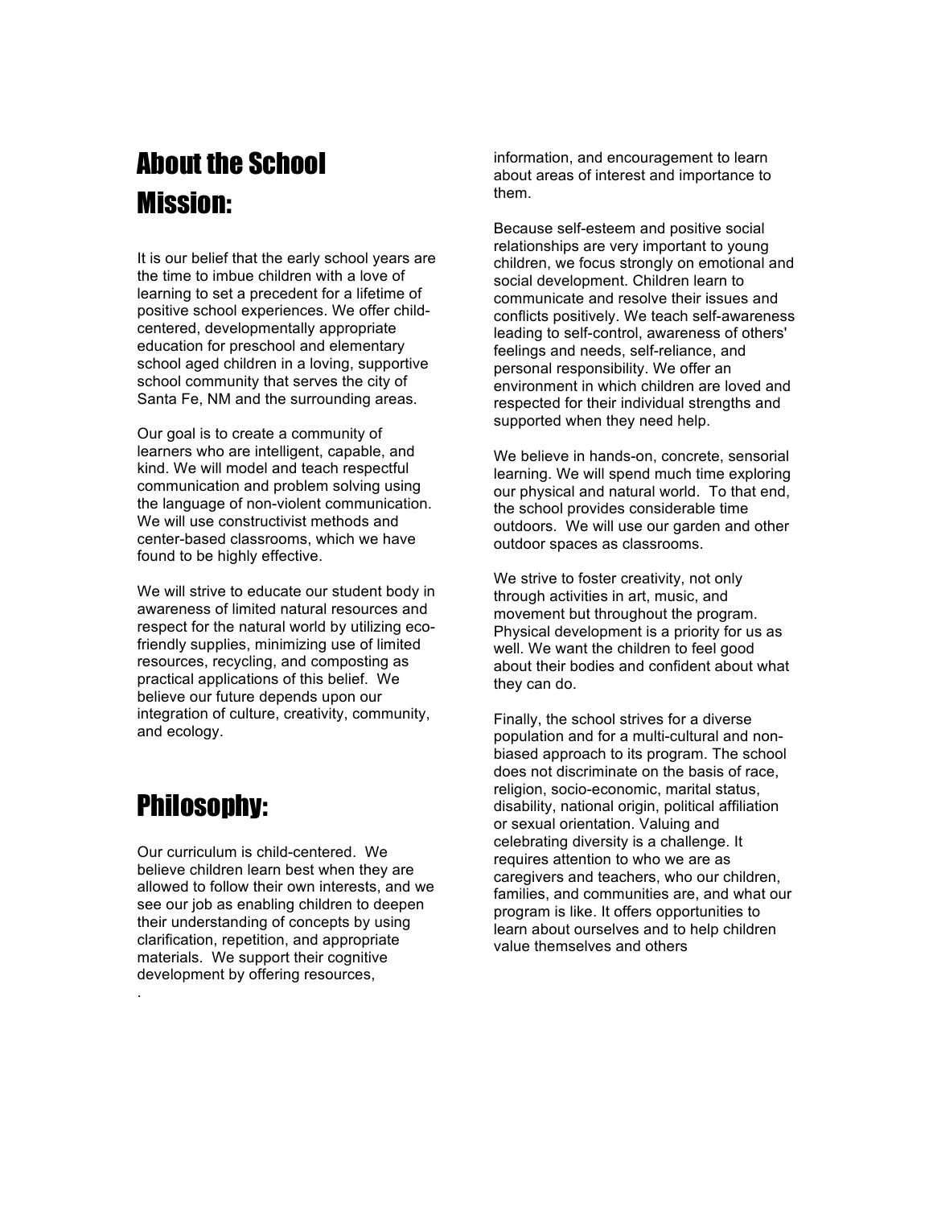# About the School

## Mission:

It is our belief that the early school years are the time to imbue children with a love of learning to set a precedent for a lifetime of positive school experiences. We offer child-centered, developmentally appropriate education for preschool and elementary school aged children in a loving, supportive school community that serves the city of Santa Fe, NM and the surrounding areas.

Our goal is to create a community of learners who are intelligent, capable, and kind. We will model and teach respectful communication and problem solving using the language of non-violent communication. We will use constructivist methods and center-based classrooms, which we have found to be highly effective.

We will strive to educate our student body in awareness of limited natural resources and respect for the natural world by utilizing eco-friendly supplies, minimizing use of limited resources, recycling, and composting as practical applications of this belief. We believe our future depends upon our integration of culture, creativity, community, and ecology.

## Philosophy:

Our curriculum is child-centered. We believe children learn best when they are allowed to follow their own interests, and we see our job as enabling children to deepen their understanding of concepts by using clarification, repetition, and appropriate materials. We support their cognitive development by offering resources, information, and encouragement to learn about areas of interest and importance to them.

Because self-esteem and positive social relationships are very important to young children, we focus strongly on emotional and social development. Children learn to communicate and resolve their issues and conflicts positively. We teach self-awareness leading to self-control, awareness of others' feelings and needs, self-reliance, and personal responsibility. We offer an environment in which children are loved and respected for their individual strengths and supported when they need help.

We believe in hands-on, concrete, sensorial learning. We will spend much time exploring our physical and natural world. To that end, the school provides considerable time outdoors. We will use our garden and other outdoor spaces as classrooms.

We strive to foster creativity, not only through activities in art, music, and movement but throughout the program. Physical development is a priority for us as well. We want the children to feel good about their bodies and confident about what they can do.

Finally, the school strives for a diverse population and for a multi-cultural and non-biased approach to its program. The school does not discriminate on the basis of race, religion, socio-economic, marital status, disability, national origin, political affiliation or sexual orientation. Valuing and celebrating diversity is a challenge. It requires attention to who we are as caregivers and teachers, who our children, families, and communities are, and what our program is like. It offers opportunities to learn about ourselves and to help children value themselves and others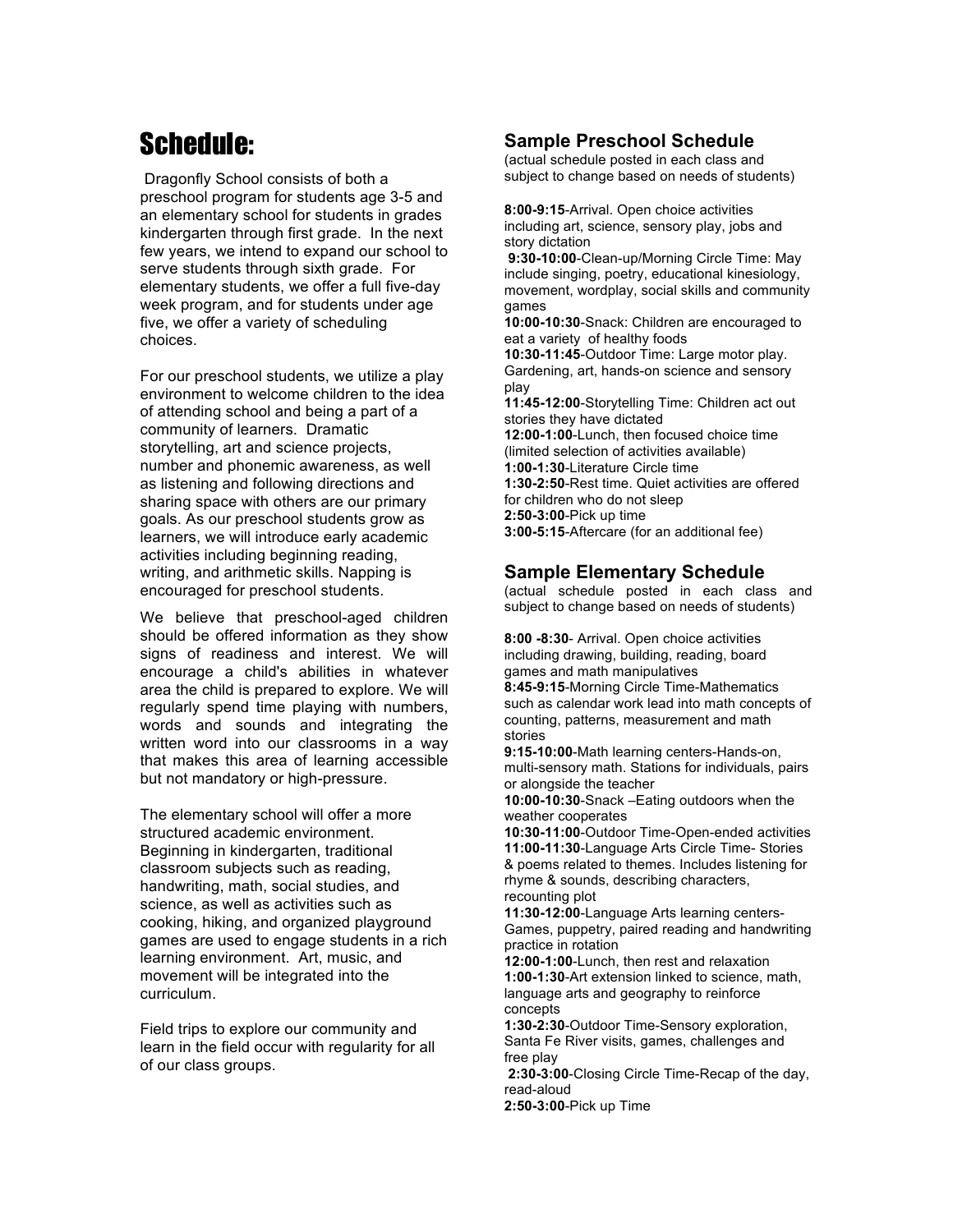# Schedule:

Dragonfly School consists of both a preschool program for students age 3-5 and an elementary school for students in grades kindergarten through first grade. In the next few years, we intend to expand our school to serve students through sixth grade. For elementary students, we offer a full five-day week program, and for students under age five, we offer a variety of scheduling choices.

For our preschool students, we utilize a play environment to welcome children to the idea of attending school and being a part of a community of learners. Dramatic storytelling, art and science projects, number and phonemic awareness, as well as listening and following directions and sharing space with others are our primary goals. As our preschool students grow as learners, we will introduce early academic activities including beginning reading, writing, and arithmetic skills. Napping is encouraged for preschool students.

We believe that preschool-aged children should be offered information as they show signs of readiness and interest. We will encourage a child's abilities in whatever area the child is prepared to explore. We will regularly spend time playing with numbers, words and sounds and integrating the written word into our classrooms in a way that makes this area of learning accessible but not mandatory or high-pressure.

The elementary school will offer a more structured academic environment. Beginning in kindergarten, traditional classroom subjects such as reading, handwriting, math, social studies, and science, as well as activities such as cooking, hiking, and organized playground games are used to engage students in a rich learning environment. Art, music, and movement will be integrated into the curriculum.

Field trips to explore our community and learn in the field occur with regularity for all of our class groups.

## Sample Preschool Schedule

(actual schedule posted in each class and subject to change based on needs of students)

**8:00-9:15**-Arrival. Open choice activities including art, science, sensory play, jobs and story dictation
**9:30-10:00**-Clean-up/Morning Circle Time: May include singing, poetry, educational kinesiology, movement, wordplay, social skills and community games
**10:00-10:30**-Snack: Children are encouraged to eat a variety of healthy foods
**10:30-11:45**-Outdoor Time: Large motor play. Gardening, art, hands-on science and sensory play
**11:45-12:00**-Storytelling Time: Children act out stories they have dictated
**12:00-1:00**-Lunch, then focused choice time (limited selection of activities available)
**1:00-1:30**-Literature Circle time
**1:30-2:50**-Rest time. Quiet activities are offered for children who do not sleep
**2:50-3:00**-Pick up time
**3:00-5:15**-Aftercare (for an additional fee)

## Sample Elementary Schedule

(actual schedule posted in each class and subject to change based on needs of students)

**8:00 -8:30**- Arrival. Open choice activities including drawing, building, reading, board games and math manipulatives
**8:45-9:15**-Morning Circle Time-Mathematics such as calendar work lead into math concepts of counting, patterns, measurement and math stories
**9:15-10:00**-Math learning centers-Hands-on, multi-sensory math. Stations for individuals, pairs or alongside the teacher
**10:00-10:30**-Snack –Eating outdoors when the weather cooperates
**10:30-11:00**-Outdoor Time-Open-ended activities
**11:00-11:30**-Language Arts Circle Time- Stories & poems related to themes. Includes listening for rhyme & sounds, describing characters, recounting plot
**11:30-12:00**-Language Arts learning centers-Games, puppetry, paired reading and handwriting practice in rotation
**12:00-1:00**-Lunch, then rest and relaxation
**1:00-1:30**-Art extension linked to science, math, language arts and geography to reinforce concepts
**1:30-2:30**-Outdoor Time-Sensory exploration, Santa Fe River visits, games, challenges and free play
**2:30-3:00**-Closing Circle Time-Recap of the day, read-aloud
**2:50-3:00**-Pick up Time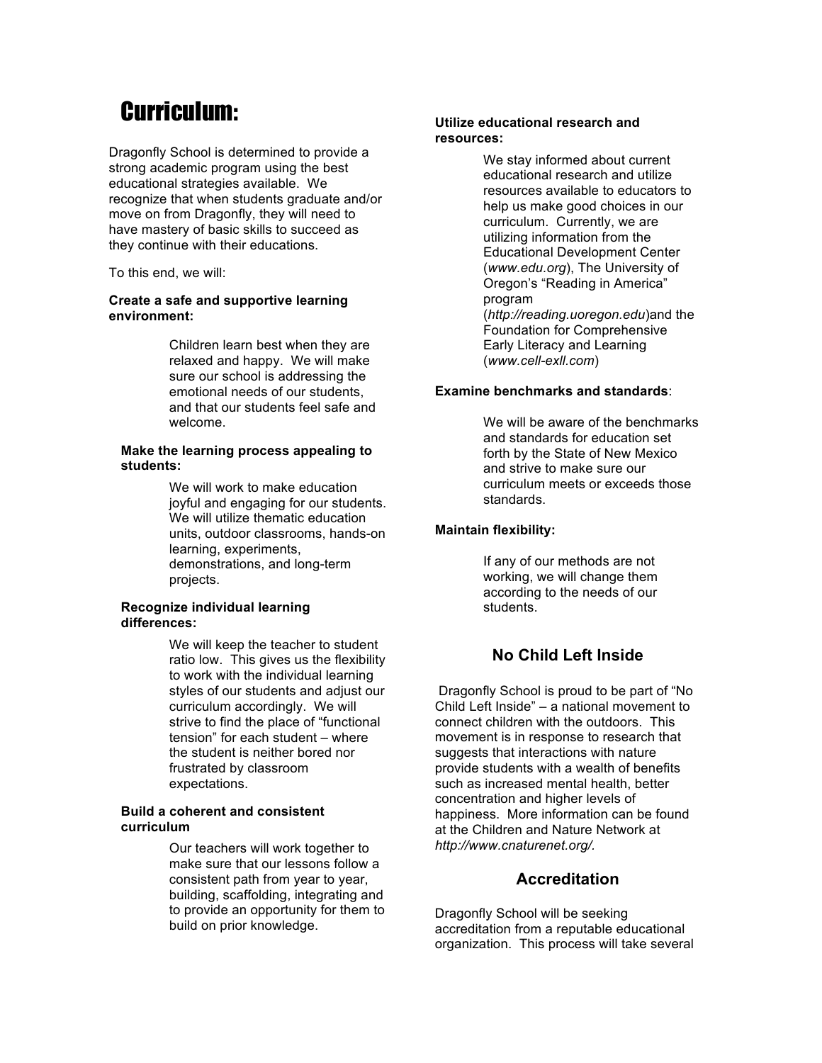# Curriculum:

Dragonfly School is determined to provide a strong academic program using the best educational strategies available. We recognize that when students graduate and/or move on from Dragonfly, they will need to have mastery of basic skills to succeed as they continue with their educations.

To this end, we will:

**Create a safe and supportive learning environment:**

Children learn best when they are relaxed and happy. We will make sure our school is addressing the emotional needs of our students, and that our students feel safe and welcome.

**Make the learning process appealing to students:**

We will work to make education joyful and engaging for our students. We will utilize thematic education units, outdoor classrooms, hands-on learning, experiments, demonstrations, and long-term projects.

**Recognize individual learning differences:**

We will keep the teacher to student ratio low. This gives us the flexibility to work with the individual learning styles of our students and adjust our curriculum accordingly. We will strive to find the place of "functional tension" for each student – where the student is neither bored nor frustrated by classroom expectations.

**Build a coherent and consistent curriculum**

Our teachers will work together to make sure that our lessons follow a consistent path from year to year, building, scaffolding, integrating and to provide an opportunity for them to build on prior knowledge.

**Utilize educational research and resources:**

We stay informed about current educational research and utilize resources available to educators to help us make good choices in our curriculum. Currently, we are utilizing information from the Educational Development Center (*www.edu.org*), The University of Oregon's "Reading in America" program (*http://reading.uoregon.edu*)and the Foundation for Comprehensive Early Literacy and Learning (*www.cell-exll.com*)

**Examine benchmarks and standards**:

We will be aware of the benchmarks and standards for education set forth by the State of New Mexico and strive to make sure our curriculum meets or exceeds those standards.

**Maintain flexibility:**

If any of our methods are not working, we will change them according to the needs of our students.

## No Child Left Inside

Dragonfly School is proud to be part of "No Child Left Inside" – a national movement to connect children with the outdoors. This movement is in response to research that suggests that interactions with nature provide students with a wealth of benefits such as increased mental health, better concentration and higher levels of happiness. More information can be found at the Children and Nature Network at *http://www.cnaturenet.org/.*

## Accreditation

Dragonfly School will be seeking accreditation from a reputable educational organization. This process will take several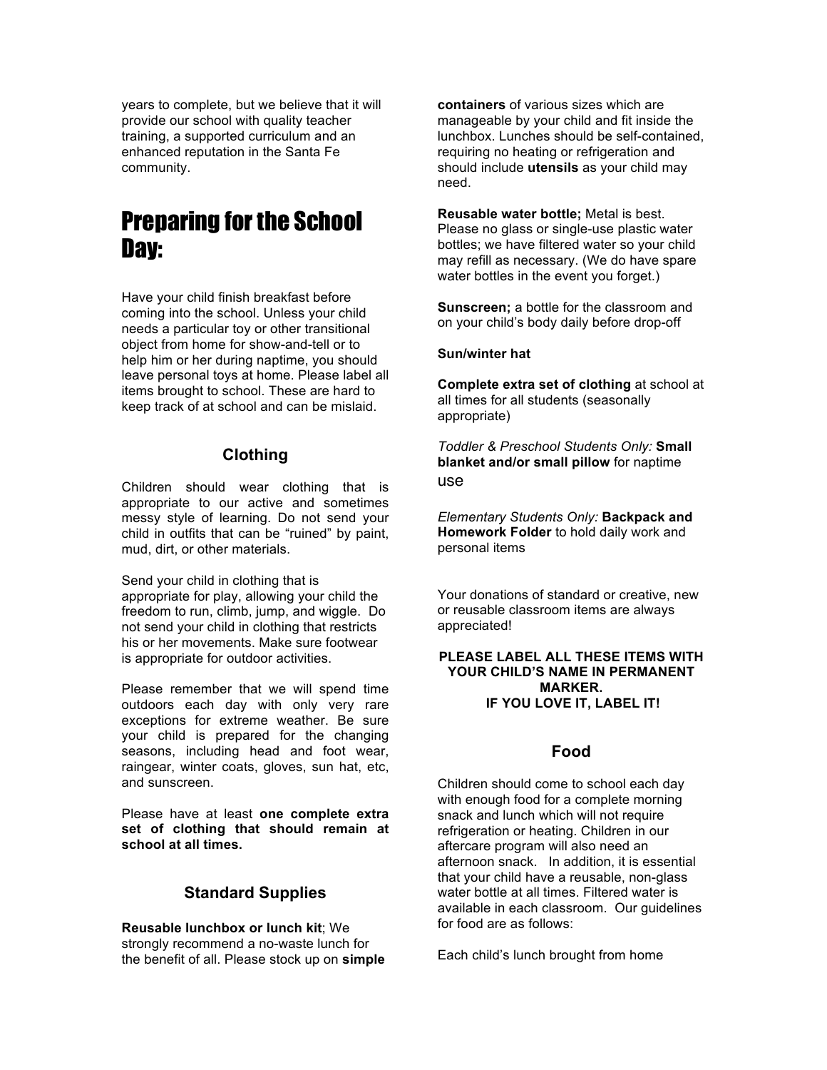years to complete, but we believe that it will provide our school with quality teacher training, a supported curriculum and an enhanced reputation in the Santa Fe community.

# Preparing for the School Day:

Have your child finish breakfast before coming into the school. Unless your child needs a particular toy or other transitional object from home for show-and-tell or to help him or her during naptime, you should leave personal toys at home. Please label all items brought to school. These are hard to keep track of at school and can be mislaid.

## Clothing

Children should wear clothing that is appropriate to our active and sometimes messy style of learning. Do not send your child in outfits that can be "ruined" by paint, mud, dirt, or other materials.

Send your child in clothing that is appropriate for play, allowing your child the freedom to run, climb, jump, and wiggle. Do not send your child in clothing that restricts his or her movements. Make sure footwear is appropriate for outdoor activities.

Please remember that we will spend time outdoors each day with only very rare exceptions for extreme weather. Be sure your child is prepared for the changing seasons, including head and foot wear, raingear, winter coats, gloves, sun hat, etc, and sunscreen.

Please have at least **one complete extra set of clothing that should remain at school at all times.**

## Standard Supplies

**Reusable lunchbox or lunch kit**; We strongly recommend a no-waste lunch for the benefit of all. Please stock up on **simple containers** of various sizes which are manageable by your child and fit inside the lunchbox. Lunches should be self-contained, requiring no heating or refrigeration and should include **utensils** as your child may need.

**Reusable water bottle;** Metal is best. Please no glass or single-use plastic water bottles; we have filtered water so your child may refill as necessary. (We do have spare water bottles in the event you forget.)

**Sunscreen;** a bottle for the classroom and on your child's body daily before drop-off

**Sun/winter hat**

**Complete extra set of clothing** at school at all times for all students (seasonally appropriate)

*Toddler & Preschool Students Only:* **Small blanket and/or small pillow** for naptime use

*Elementary Students Only:* **Backpack and Homework Folder** to hold daily work and personal items

Your donations of standard or creative, new or reusable classroom items are always appreciated!

**PLEASE LABEL ALL THESE ITEMS WITH YOUR CHILD'S NAME IN PERMANENT MARKER.
IF YOU LOVE IT, LABEL IT!**

## Food

Children should come to school each day with enough food for a complete morning snack and lunch which will not require refrigeration or heating. Children in our aftercare program will also need an afternoon snack. In addition, it is essential that your child have a reusable, non-glass water bottle at all times. Filtered water is available in each classroom. Our guidelines for food are as follows:

Each child's lunch brought from home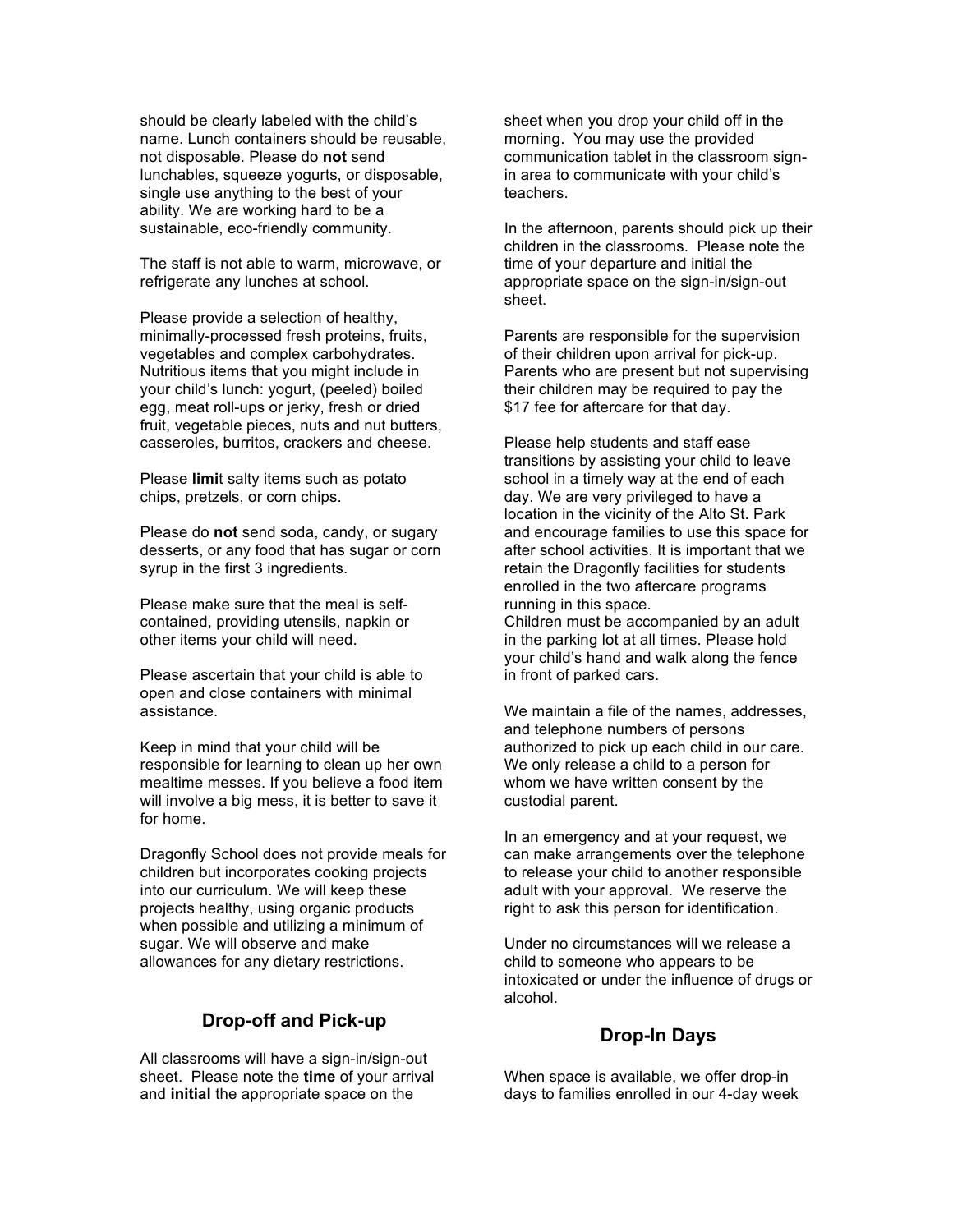should be clearly labeled with the child's name. Lunch containers should be reusable, not disposable. Please do **not** send lunchables, squeeze yogurts, or disposable, single use anything to the best of your ability. We are working hard to be a sustainable, eco-friendly community.

The staff is not able to warm, microwave, or refrigerate any lunches at school.

Please provide a selection of healthy, minimally-processed fresh proteins, fruits, vegetables and complex carbohydrates. Nutritious items that you might include in your child's lunch: yogurt, (peeled) boiled egg, meat roll-ups or jerky, fresh or dried fruit, vegetable pieces, nuts and nut butters, casseroles, burritos, crackers and cheese.

Please **limi**t salty items such as potato chips, pretzels, or corn chips.

Please do **not** send soda, candy, or sugary desserts, or any food that has sugar or corn syrup in the first 3 ingredients.

Please make sure that the meal is self-contained, providing utensils, napkin or other items your child will need.

Please ascertain that your child is able to open and close containers with minimal assistance.

Keep in mind that your child will be responsible for learning to clean up her own mealtime messes. If you believe a food item will involve a big mess, it is better to save it for home.

Dragonfly School does not provide meals for children but incorporates cooking projects into our curriculum. We will keep these projects healthy, using organic products when possible and utilizing a minimum of sugar. We will observe and make allowances for any dietary restrictions.

## Drop-off and Pick-up

All classrooms will have a sign-in/sign-out sheet. Please note the **time** of your arrival and **initial** the appropriate space on the sheet when you drop your child off in the morning. You may use the provided communication tablet in the classroom sign-in area to communicate with your child's teachers.

In the afternoon, parents should pick up their children in the classrooms. Please note the time of your departure and initial the appropriate space on the sign-in/sign-out sheet.

Parents are responsible for the supervision of their children upon arrival for pick-up. Parents who are present but not supervising their children may be required to pay the $17 fee for aftercare for that day.

Please help students and staff ease transitions by assisting your child to leave school in a timely way at the end of each day. We are very privileged to have a location in the vicinity of the Alto St. Park and encourage families to use this space for after school activities. It is important that we retain the Dragonfly facilities for students enrolled in the two aftercare programs running in this space.
Children must be accompanied by an adult in the parking lot at all times. Please hold your child's hand and walk along the fence in front of parked cars.

We maintain a file of the names, addresses, and telephone numbers of persons authorized to pick up each child in our care. We only release a child to a person for whom we have written consent by the custodial parent.

In an emergency and at your request, we can make arrangements over the telephone to release your child to another responsible adult with your approval. We reserve the right to ask this person for identification.

Under no circumstances will we release a child to someone who appears to be intoxicated or under the influence of drugs or alcohol.

## Drop-In Days

When space is available, we offer drop-in days to families enrolled in our 4-day week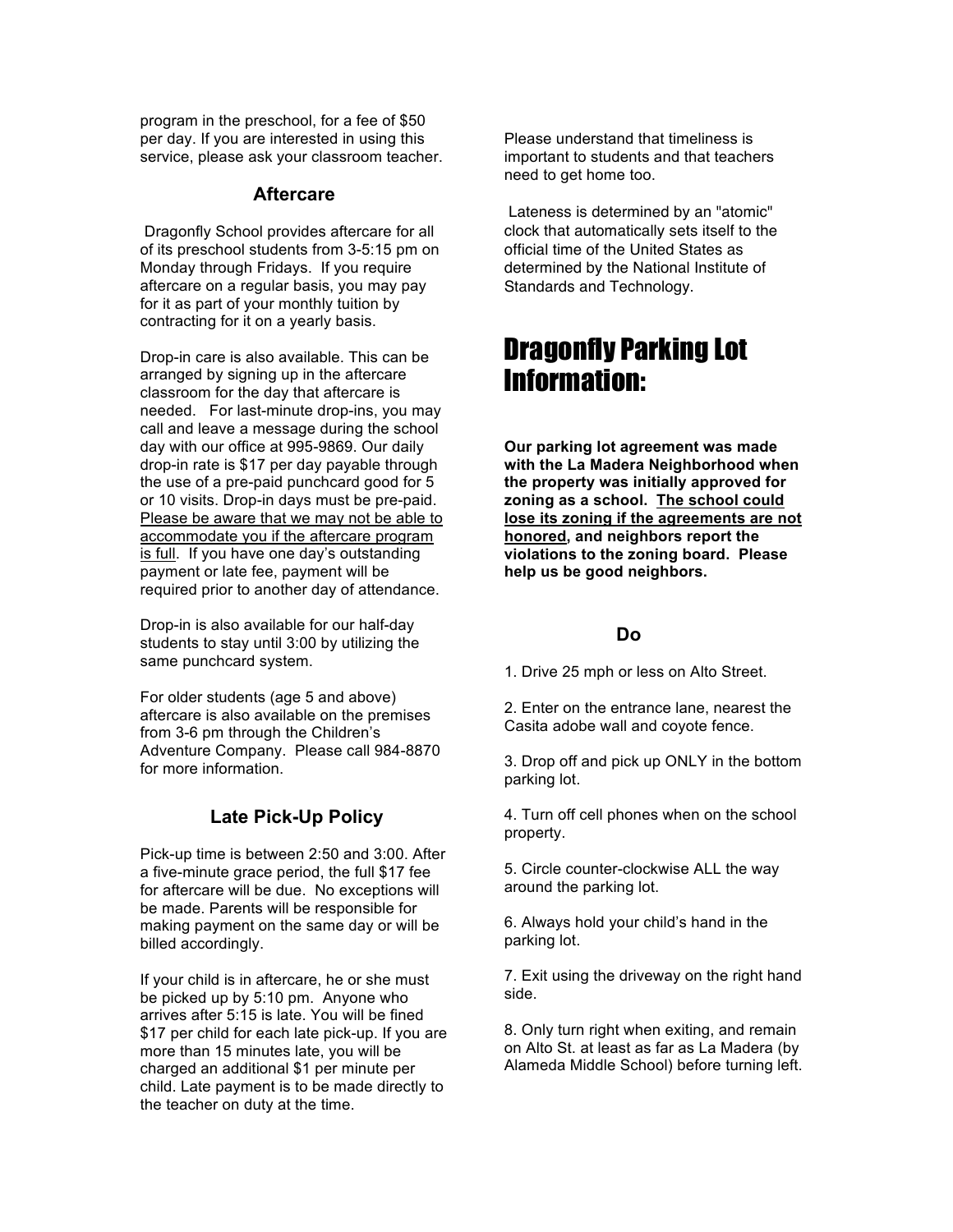program in the preschool, for a fee of $50 per day. If you are interested in using this service, please ask your classroom teacher.

### Aftercare

Dragonfly School provides aftercare for all of its preschool students from 3-5:15 pm on Monday through Fridays. If you require aftercare on a regular basis, you may pay for it as part of your monthly tuition by contracting for it on a yearly basis.

Drop-in care is also available. This can be arranged by signing up in the aftercare classroom for the day that aftercare is needed. For last-minute drop-ins, you may call and leave a message during the school day with our office at 995-9869. Our daily drop-in rate is $17 per day payable through the use of a pre-paid punchcard good for 5 or 10 visits. Drop-in days must be pre-paid. Please be aware that we may not be able to accommodate you if the aftercare program is full. If you have one day's outstanding payment or late fee, payment will be required prior to another day of attendance.

Drop-in is also available for our half-day students to stay until 3:00 by utilizing the same punchcard system.

For older students (age 5 and above) aftercare is also available on the premises from 3-6 pm through the Children's Adventure Company. Please call 984-8870 for more information.

### Late Pick-Up Policy

Pick-up time is between 2:50 and 3:00. After a five-minute grace period, the full $17 fee for aftercare will be due. No exceptions will be made. Parents will be responsible for making payment on the same day or will be billed accordingly.

If your child is in aftercare, he or she must be picked up by 5:10 pm. Anyone who arrives after 5:15 is late. You will be fined $17 per child for each late pick-up. If you are more than 15 minutes late, you will be charged an additional $1 per minute per child. Late payment is to be made directly to the teacher on duty at the time.

Please understand that timeliness is important to students and that teachers need to get home too.

Lateness is determined by an "atomic" clock that automatically sets itself to the official time of the United States as determined by the National Institute of Standards and Technology.

## Dragonfly Parking Lot Information:

**Our parking lot agreement was made with the La Madera Neighborhood when the property was initially approved for zoning as a school. The school could lose its zoning if the agreements are not honored, and neighbors report the violations to the zoning board. Please help us be good neighbors.**

### Do

1. Drive 25 mph or less on Alto Street.

2. Enter on the entrance lane, nearest the Casita adobe wall and coyote fence.

3. Drop off and pick up ONLY in the bottom parking lot.

4. Turn off cell phones when on the school property.

5. Circle counter-clockwise ALL the way around the parking lot.

6. Always hold your child's hand in the parking lot.

7. Exit using the driveway on the right hand side.

8. Only turn right when exiting, and remain on Alto St. at least as far as La Madera (by Alameda Middle School) before turning left.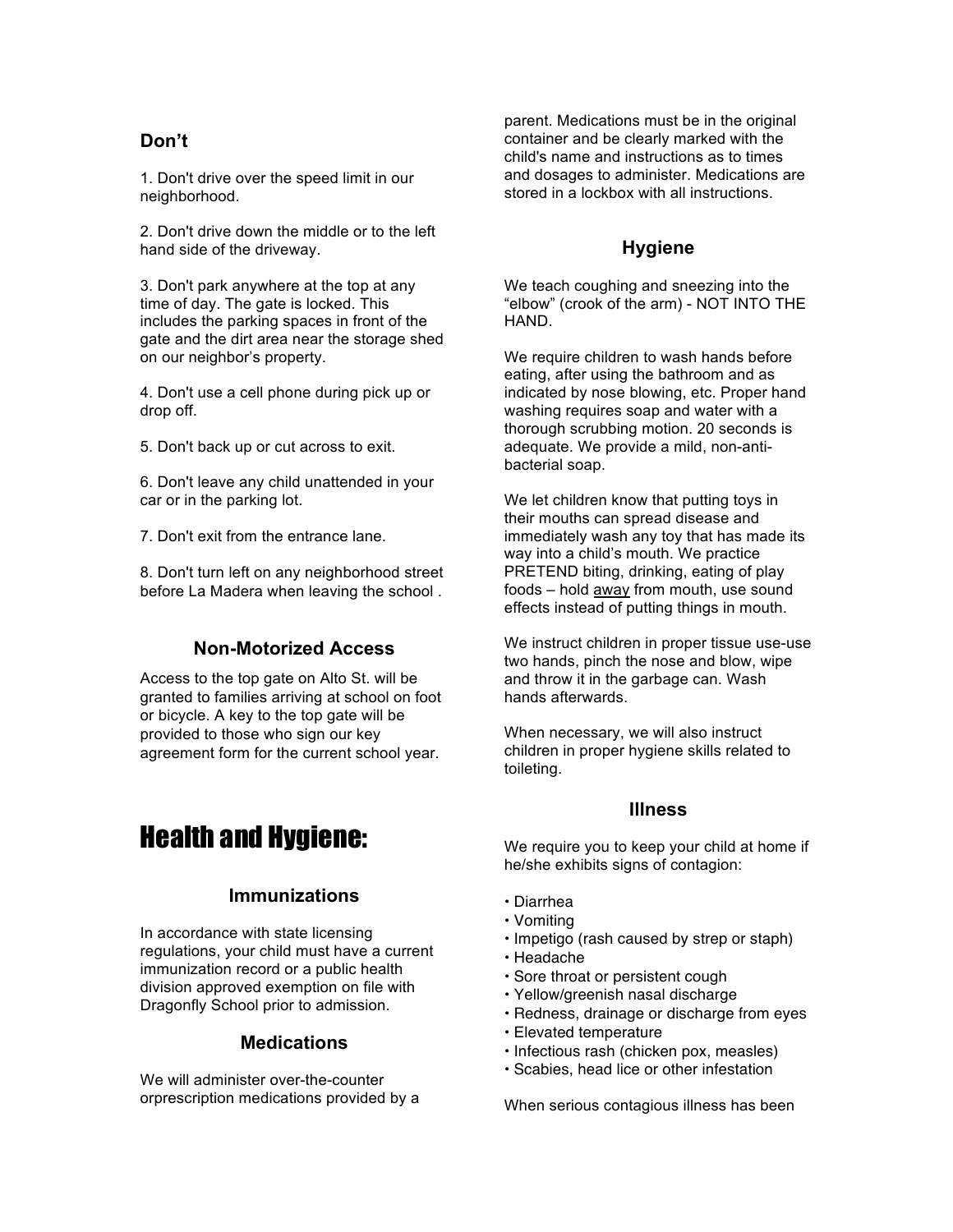### Don't

1. Don't drive over the speed limit in our neighborhood.

2. Don't drive down the middle or to the left hand side of the driveway.

3. Don't park anywhere at the top at any time of day. The gate is locked. This includes the parking spaces in front of the gate and the dirt area near the storage shed on our neighbor's property.

4. Don't use a cell phone during pick up or drop off.

5. Don't back up or cut across to exit.

6. Don't leave any child unattended in your car or in the parking lot.

7. Don't exit from the entrance lane.

8. Don't turn left on any neighborhood street before La Madera when leaving the school .

### Non-Motorized Access

Access to the top gate on Alto St. will be granted to families arriving at school on foot or bicycle. A key to the top gate will be provided to those who sign our key agreement form for the current school year.

# Health and Hygiene:

### Immunizations

In accordance with state licensing regulations, your child must have a current immunization record or a public health division approved exemption on file with Dragonfly School prior to admission.

### Medications

We will administer over-the-counter orprescription medications provided by a parent. Medications must be in the original container and be clearly marked with the child's name and instructions as to times and dosages to administer. Medications are stored in a lockbox with all instructions.

### Hygiene

We teach coughing and sneezing into the "elbow" (crook of the arm) - NOT INTO THE HAND.

We require children to wash hands before eating, after using the bathroom and as indicated by nose blowing, etc. Proper hand washing requires soap and water with a thorough scrubbing motion. 20 seconds is adequate. We provide a mild, non-anti-bacterial soap.

We let children know that putting toys in their mouths can spread disease and immediately wash any toy that has made its way into a child's mouth. We practice PRETEND biting, drinking, eating of play foods – hold away from mouth, use sound effects instead of putting things in mouth.

We instruct children in proper tissue use-use two hands, pinch the nose and blow, wipe and throw it in the garbage can. Wash hands afterwards.

When necessary, we will also instruct children in proper hygiene skills related to toileting.

### Illness

We require you to keep your child at home if he/she exhibits signs of contagion:

- Diarrhea
- Vomiting
- Impetigo (rash caused by strep or staph)
- Headache
- Sore throat or persistent cough
- Yellow/greenish nasal discharge
- Redness, drainage or discharge from eyes
- Elevated temperature
- Infectious rash (chicken pox, measles)
- Scabies, head lice or other infestation

When serious contagious illness has been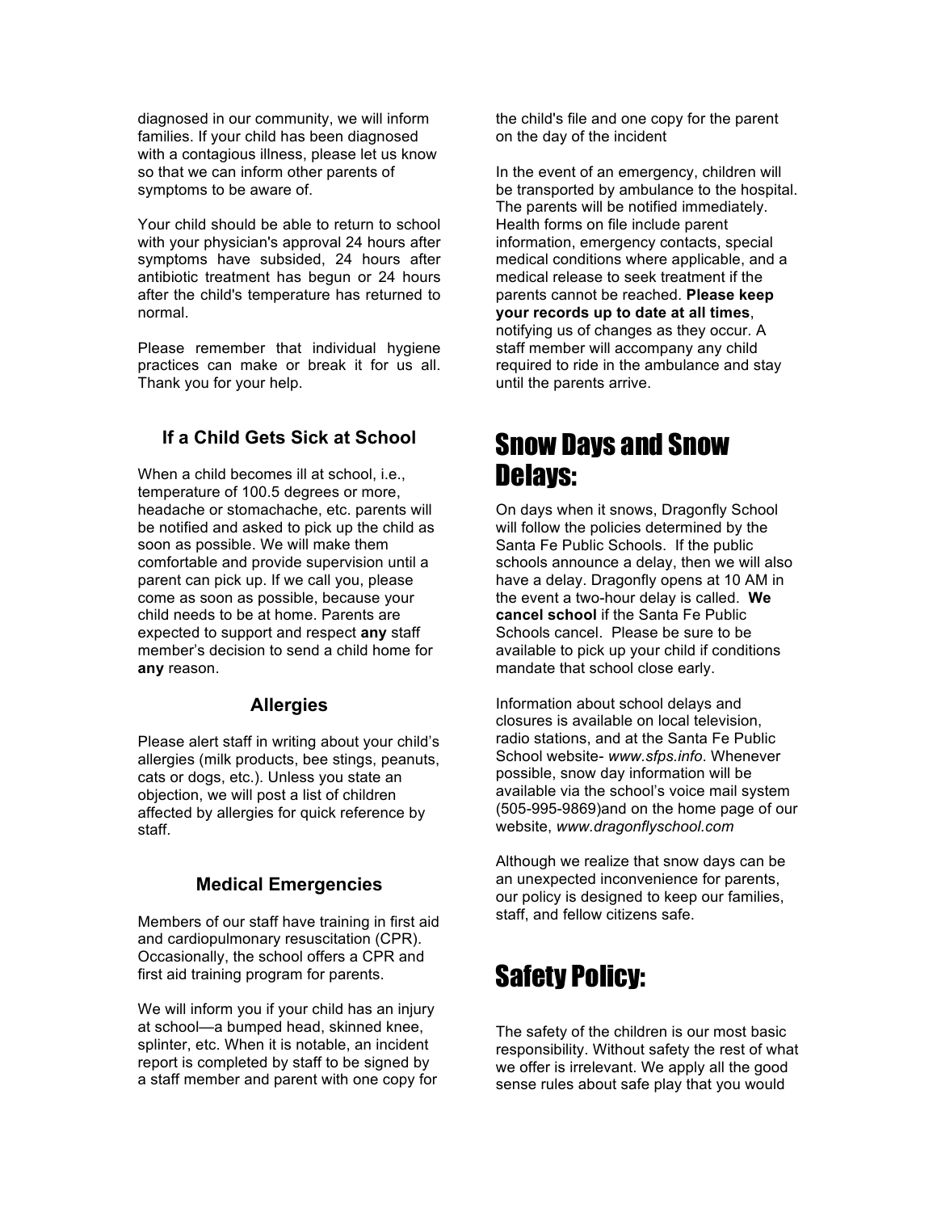diagnosed in our community, we will inform families. If your child has been diagnosed with a contagious illness, please let us know so that we can inform other parents of symptoms to be aware of.

Your child should be able to return to school with your physician's approval 24 hours after symptoms have subsided, 24 hours after antibiotic treatment has begun or 24 hours after the child's temperature has returned to normal.

Please remember that individual hygiene practices can make or break it for us all. Thank you for your help.

### If a Child Gets Sick at School

When a child becomes ill at school, i.e., temperature of 100.5 degrees or more, headache or stomachache, etc. parents will be notified and asked to pick up the child as soon as possible. We will make them comfortable and provide supervision until a parent can pick up. If we call you, please come as soon as possible, because your child needs to be at home. Parents are expected to support and respect **any** staff member's decision to send a child home for **any** reason.

### Allergies

Please alert staff in writing about your child's allergies (milk products, bee stings, peanuts, cats or dogs, etc.). Unless you state an objection, we will post a list of children affected by allergies for quick reference by staff.

### Medical Emergencies

Members of our staff have training in first aid and cardiopulmonary resuscitation (CPR). Occasionally, the school offers a CPR and first aid training program for parents.

We will inform you if your child has an injury at school—a bumped head, skinned knee, splinter, etc. When it is notable, an incident report is completed by staff to be signed by a staff member and parent with one copy for the child's file and one copy for the parent on the day of the incident

In the event of an emergency, children will be transported by ambulance to the hospital. The parents will be notified immediately. Health forms on file include parent information, emergency contacts, special medical conditions where applicable, and a medical release to seek treatment if the parents cannot be reached. **Please keep your records up to date at all times**, notifying us of changes as they occur. A staff member will accompany any child required to ride in the ambulance and stay until the parents arrive.

## Snow Days and Snow Delays:

On days when it snows, Dragonfly School will follow the policies determined by the Santa Fe Public Schools. If the public schools announce a delay, then we will also have a delay. Dragonfly opens at 10 AM in the event a two-hour delay is called. **We cancel school** if the Santa Fe Public Schools cancel. Please be sure to be available to pick up your child if conditions mandate that school close early.

Information about school delays and closures is available on local television, radio stations, and at the Santa Fe Public School website- *www.sfps.info*. Whenever possible, snow day information will be available via the school's voice mail system (505-995-9869)and on the home page of our website, *www.dragonflyschool.com*

Although we realize that snow days can be an unexpected inconvenience for parents, our policy is designed to keep our families, staff, and fellow citizens safe.

## Safety Policy:

The safety of the children is our most basic responsibility. Without safety the rest of what we offer is irrelevant. We apply all the good sense rules about safe play that you would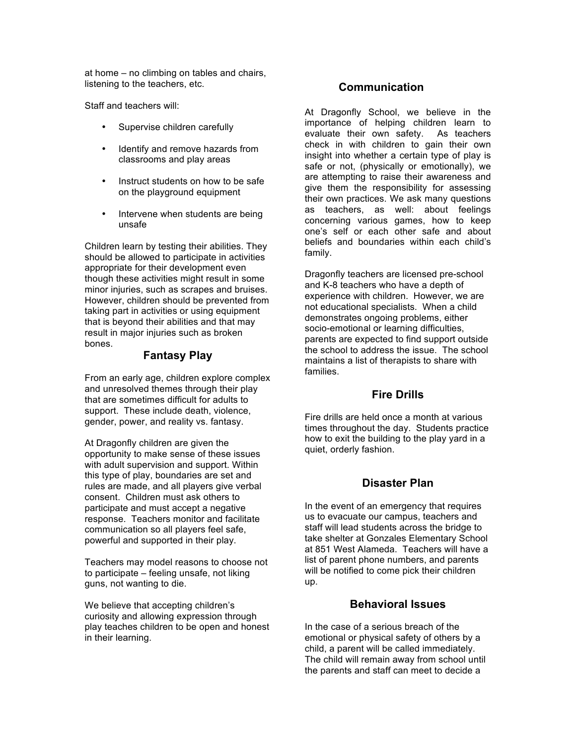at home – no climbing on tables and chairs, listening to the teachers, etc.

Staff and teachers will:

- Supervise children carefully
- Identify and remove hazards from classrooms and play areas
- Instruct students on how to be safe on the playground equipment
- Intervene when students are being unsafe

Children learn by testing their abilities. They should be allowed to participate in activities appropriate for their development even though these activities might result in some minor injuries, such as scrapes and bruises. However, children should be prevented from taking part in activities or using equipment that is beyond their abilities and that may result in major injuries such as broken bones.

## Fantasy Play

From an early age, children explore complex and unresolved themes through their play that are sometimes difficult for adults to support. These include death, violence, gender, power, and reality vs. fantasy.

At Dragonfly children are given the opportunity to make sense of these issues with adult supervision and support. Within this type of play, boundaries are set and rules are made, and all players give verbal consent. Children must ask others to participate and must accept a negative response. Teachers monitor and facilitate communication so all players feel safe, powerful and supported in their play.

Teachers may model reasons to choose not to participate – feeling unsafe, not liking guns, not wanting to die.

We believe that accepting children's curiosity and allowing expression through play teaches children to be open and honest in their learning.

## Communication

At Dragonfly School, we believe in the importance of helping children learn to evaluate their own safety. As teachers check in with children to gain their own insight into whether a certain type of play is safe or not, (physically or emotionally), we are attempting to raise their awareness and give them the responsibility for assessing their own practices. We ask many questions as teachers, as well: about feelings concerning various games, how to keep one's self or each other safe and about beliefs and boundaries within each child's family.

Dragonfly teachers are licensed pre-school and K-8 teachers who have a depth of experience with children. However, we are not educational specialists. When a child demonstrates ongoing problems, either socio-emotional or learning difficulties, parents are expected to find support outside the school to address the issue. The school maintains a list of therapists to share with families.

## Fire Drills

Fire drills are held once a month at various times throughout the day. Students practice how to exit the building to the play yard in a quiet, orderly fashion.

## Disaster Plan

In the event of an emergency that requires us to evacuate our campus, teachers and staff will lead students across the bridge to take shelter at Gonzales Elementary School at 851 West Alameda. Teachers will have a list of parent phone numbers, and parents will be notified to come pick their children up.

## Behavioral Issues

In the case of a serious breach of the emotional or physical safety of others by a child, a parent will be called immediately. The child will remain away from school until the parents and staff can meet to decide a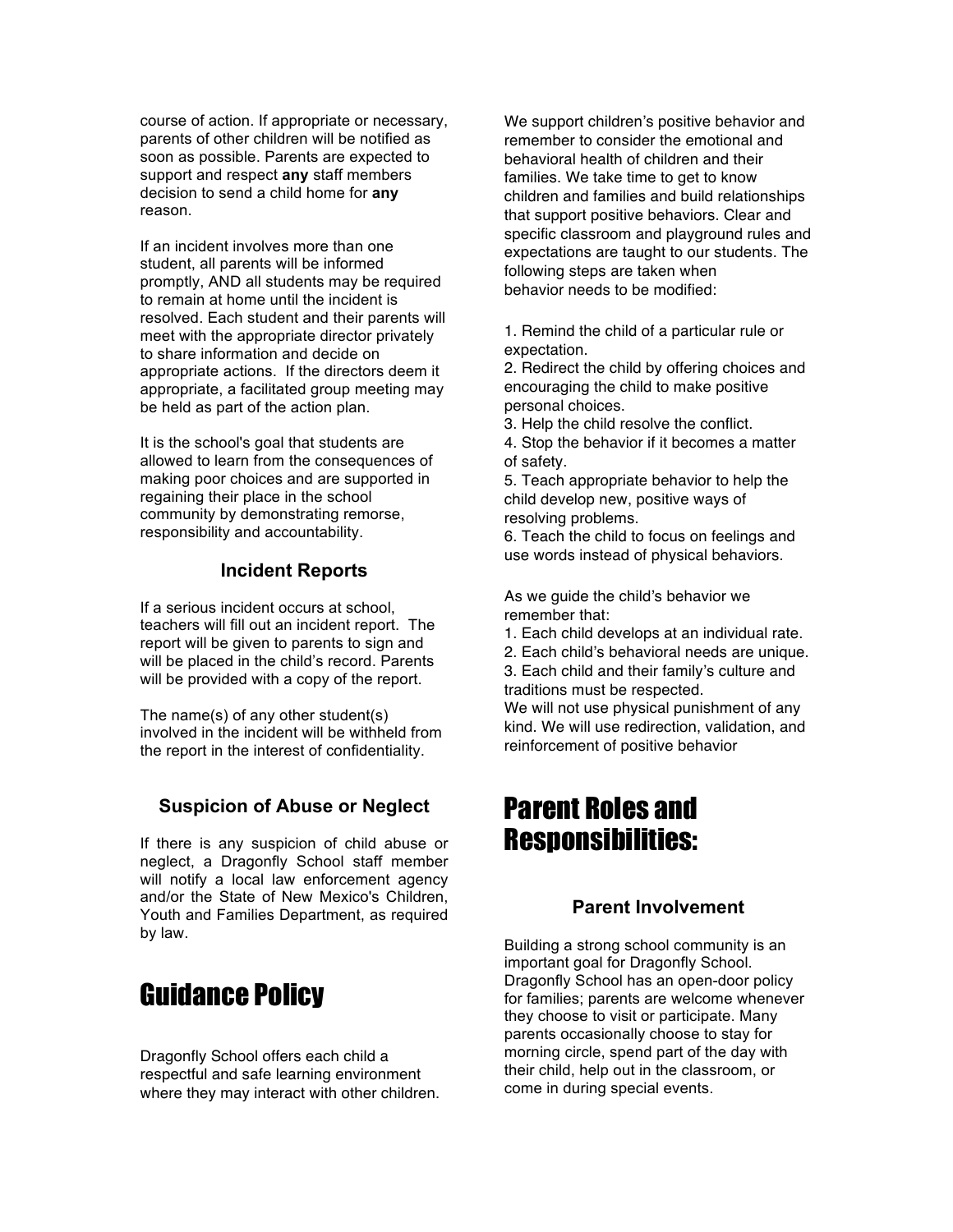course of action. If appropriate or necessary, parents of other children will be notified as soon as possible. Parents are expected to support and respect **any** staff members decision to send a child home for **any** reason.

If an incident involves more than one student, all parents will be informed promptly, AND all students may be required to remain at home until the incident is resolved. Each student and their parents will meet with the appropriate director privately to share information and decide on appropriate actions. If the directors deem it appropriate, a facilitated group meeting may be held as part of the action plan.

It is the school's goal that students are allowed to learn from the consequences of making poor choices and are supported in regaining their place in the school community by demonstrating remorse, responsibility and accountability.

### Incident Reports

If a serious incident occurs at school, teachers will fill out an incident report. The report will be given to parents to sign and will be placed in the child's record. Parents will be provided with a copy of the report.

The name(s) of any other student(s) involved in the incident will be withheld from the report in the interest of confidentiality.

### Suspicion of Abuse or Neglect

If there is any suspicion of child abuse or neglect, a Dragonfly School staff member will notify a local law enforcement agency and/or the State of New Mexico's Children, Youth and Families Department, as required by law.

# Guidance Policy

Dragonfly School offers each child a respectful and safe learning environment where they may interact with other children. We support children's positive behavior and remember to consider the emotional and behavioral health of children and their families. We take time to get to know children and families and build relationships that support positive behaviors. Clear and specific classroom and playground rules and expectations are taught to our students. The following steps are taken when behavior needs to be modified:

1. Remind the child of a particular rule or expectation.
2. Redirect the child by offering choices and encouraging the child to make positive personal choices.
3. Help the child resolve the conflict.
4. Stop the behavior if it becomes a matter of safety.
5. Teach appropriate behavior to help the child develop new, positive ways of resolving problems.
6. Teach the child to focus on feelings and use words instead of physical behaviors.

As we guide the child's behavior we remember that:

1. Each child develops at an individual rate.
2. Each child's behavioral needs are unique.
3. Each child and their family's culture and traditions must be respected.

We will not use physical punishment of any kind. We will use redirection, validation, and reinforcement of positive behavior

# Parent Roles and Responsibilities:

### Parent Involvement

Building a strong school community is an important goal for Dragonfly School. Dragonfly School has an open-door policy for families; parents are welcome whenever they choose to visit or participate. Many parents occasionally choose to stay for morning circle, spend part of the day with their child, help out in the classroom, or come in during special events.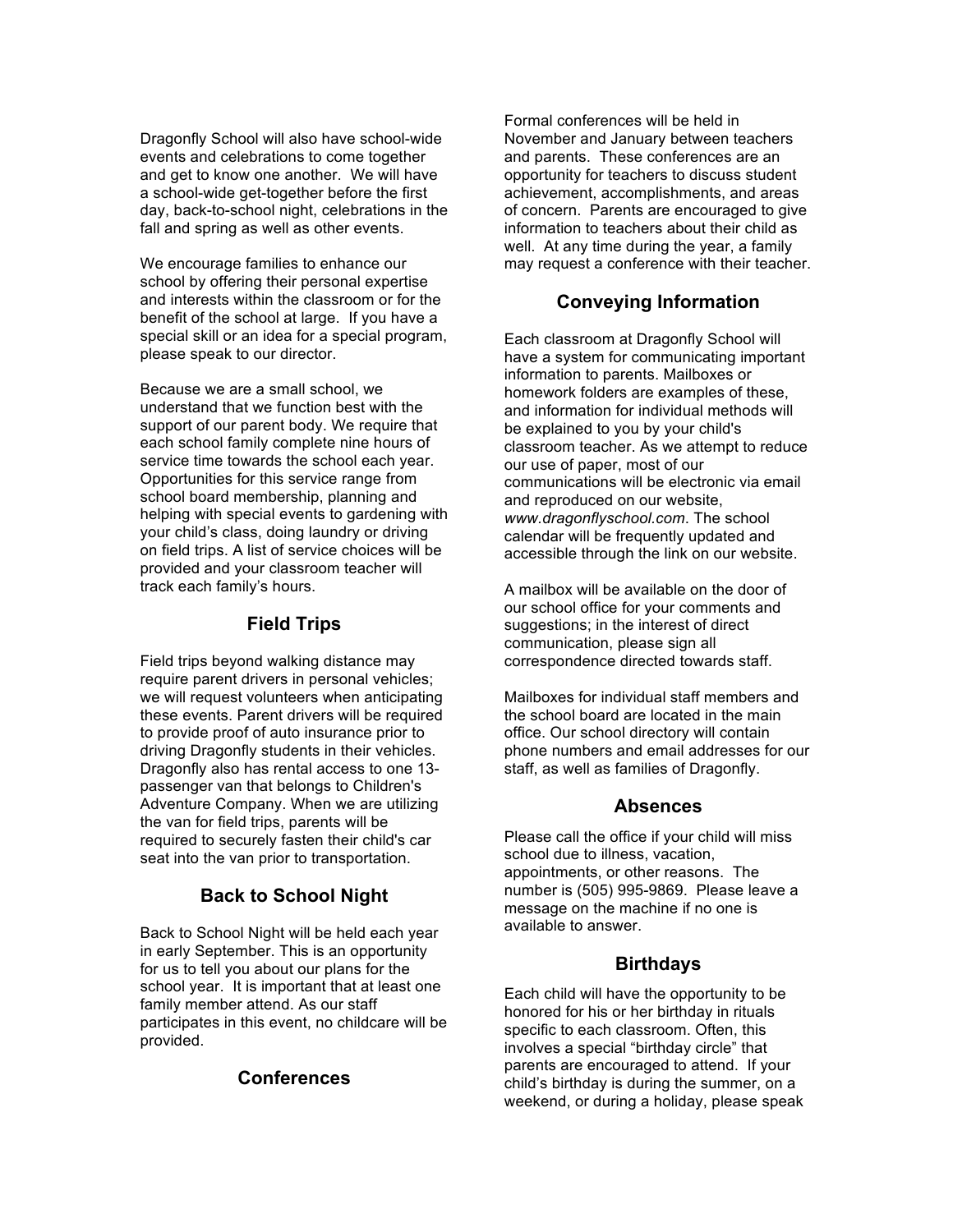Dragonfly School will also have school-wide events and celebrations to come together and get to know one another. We will have a school-wide get-together before the first day, back-to-school night, celebrations in the fall and spring as well as other events.

We encourage families to enhance our school by offering their personal expertise and interests within the classroom or for the benefit of the school at large. If you have a special skill or an idea for a special program, please speak to our director.

Because we are a small school, we understand that we function best with the support of our parent body. We require that each school family complete nine hours of service time towards the school each year. Opportunities for this service range from school board membership, planning and helping with special events to gardening with your child's class, doing laundry or driving on field trips. A list of service choices will be provided and your classroom teacher will track each family's hours.

## Field Trips

Field trips beyond walking distance may require parent drivers in personal vehicles; we will request volunteers when anticipating these events. Parent drivers will be required to provide proof of auto insurance prior to driving Dragonfly students in their vehicles. Dragonfly also has rental access to one 13-passenger van that belongs to Children's Adventure Company. When we are utilizing the van for field trips, parents will be required to securely fasten their child's car seat into the van prior to transportation.

## Back to School Night

Back to School Night will be held each year in early September. This is an opportunity for us to tell you about our plans for the school year. It is important that at least one family member attend. As our staff participates in this event, no childcare will be provided.

## Conferences

Formal conferences will be held in November and January between teachers and parents. These conferences are an opportunity for teachers to discuss student achievement, accomplishments, and areas of concern. Parents are encouraged to give information to teachers about their child as well. At any time during the year, a family may request a conference with their teacher.

## Conveying Information

Each classroom at Dragonfly School will have a system for communicating important information to parents. Mailboxes or homework folders are examples of these, and information for individual methods will be explained to you by your child's classroom teacher. As we attempt to reduce our use of paper, most of our communications will be electronic via email and reproduced on our website, *www.dragonflyschool.com*. The school calendar will be frequently updated and accessible through the link on our website.

A mailbox will be available on the door of our school office for your comments and suggestions; in the interest of direct communication, please sign all correspondence directed towards staff.

Mailboxes for individual staff members and the school board are located in the main office. Our school directory will contain phone numbers and email addresses for our staff, as well as families of Dragonfly.

## Absences

Please call the office if your child will miss school due to illness, vacation, appointments, or other reasons. The number is (505) 995-9869. Please leave a message on the machine if no one is available to answer.

## Birthdays

Each child will have the opportunity to be honored for his or her birthday in rituals specific to each classroom. Often, this involves a special "birthday circle" that parents are encouraged to attend. If your child's birthday is during the summer, on a weekend, or during a holiday, please speak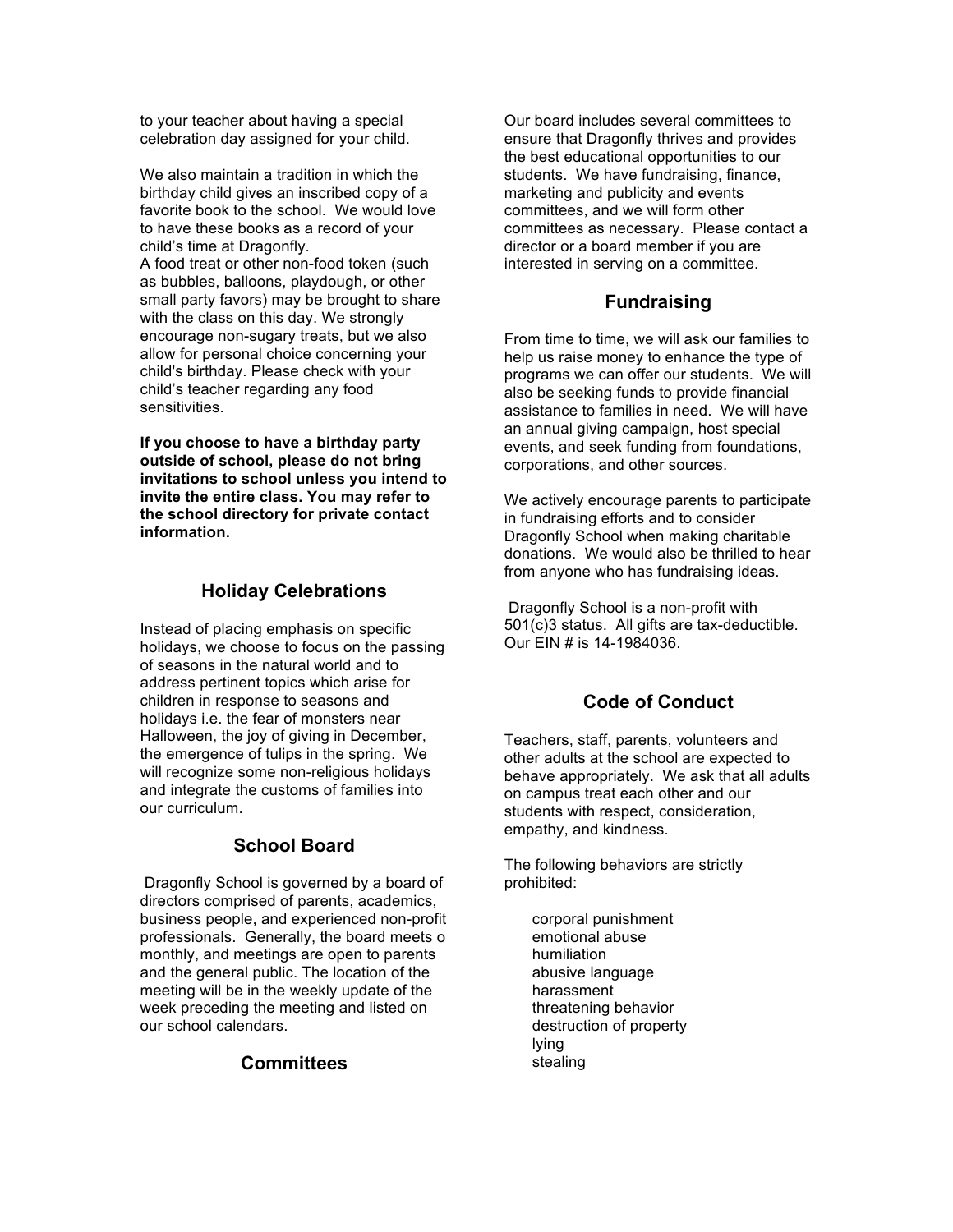to your teacher about having a special celebration day assigned for your child.

We also maintain a tradition in which the birthday child gives an inscribed copy of a favorite book to the school. We would love to have these books as a record of your child's time at Dragonfly.
A food treat or other non-food token (such as bubbles, balloons, playdough, or other small party favors) may be brought to share with the class on this day. We strongly encourage non-sugary treats, but we also allow for personal choice concerning your child's birthday. Please check with your child's teacher regarding any food sensitivities.

**If you choose to have a birthday party outside of school, please do not bring invitations to school unless you intend to invite the entire class. You may refer to the school directory for private contact information.**

## Holiday Celebrations

Instead of placing emphasis on specific holidays, we choose to focus on the passing of seasons in the natural world and to address pertinent topics which arise for children in response to seasons and holidays i.e. the fear of monsters near Halloween, the joy of giving in December, the emergence of tulips in the spring. We will recognize some non-religious holidays and integrate the customs of families into our curriculum.

## School Board

Dragonfly School is governed by a board of directors comprised of parents, academics, business people, and experienced non-profit professionals. Generally, the board meets o monthly, and meetings are open to parents and the general public. The location of the meeting will be in the weekly update of the week preceding the meeting and listed on our school calendars.

## Committees

Our board includes several committees to ensure that Dragonfly thrives and provides the best educational opportunities to our students. We have fundraising, finance, marketing and publicity and events committees, and we will form other committees as necessary. Please contact a director or a board member if you are interested in serving on a committee.

## Fundraising

From time to time, we will ask our families to help us raise money to enhance the type of programs we can offer our students. We will also be seeking funds to provide financial assistance to families in need. We will have an annual giving campaign, host special events, and seek funding from foundations, corporations, and other sources.

We actively encourage parents to participate in fundraising efforts and to consider Dragonfly School when making charitable donations. We would also be thrilled to hear from anyone who has fundraising ideas.

Dragonfly School is a non-profit with 501(c)3 status. All gifts are tax-deductible. Our EIN # is 14-1984036.

## Code of Conduct

Teachers, staff, parents, volunteers and other adults at the school are expected to behave appropriately. We ask that all adults on campus treat each other and our students with respect, consideration, empathy, and kindness.

The following behaviors are strictly prohibited:

- corporal punishment
- emotional abuse
- humiliation
- abusive language
- harassment
- threatening behavior
- destruction of property
- lying
- stealing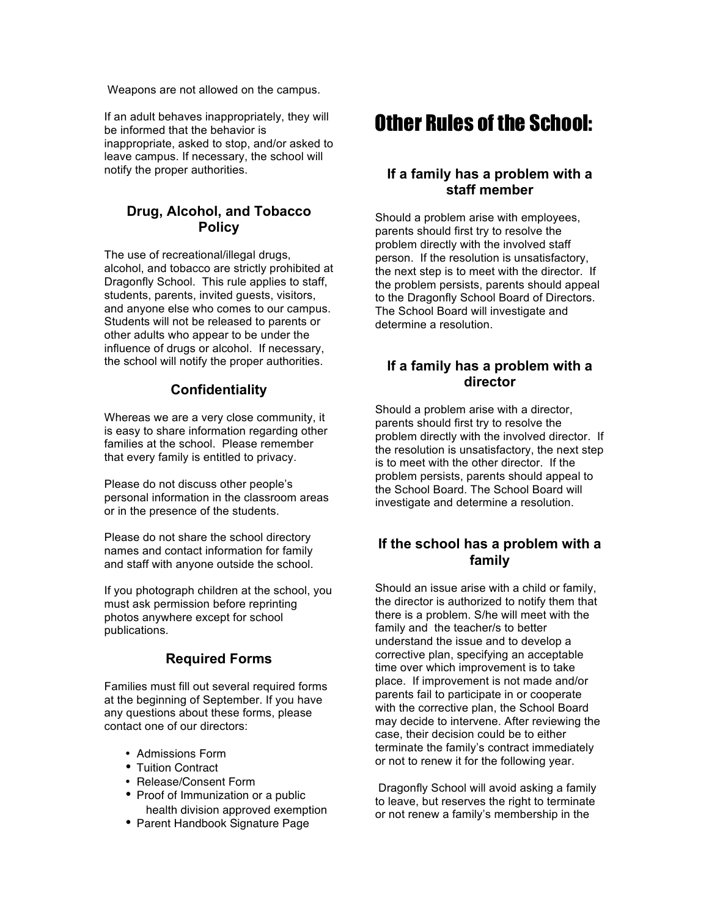Weapons are not allowed on the campus.

If an adult behaves inappropriately, they will be informed that the behavior is inappropriate, asked to stop, and/or asked to leave campus. If necessary, the school will notify the proper authorities.

### Drug, Alcohol, and Tobacco Policy

The use of recreational/illegal drugs, alcohol, and tobacco are strictly prohibited at Dragonfly School. This rule applies to staff, students, parents, invited guests, visitors, and anyone else who comes to our campus. Students will not be released to parents or other adults who appear to be under the influence of drugs or alcohol. If necessary, the school will notify the proper authorities.

### Confidentiality

Whereas we are a very close community, it is easy to share information regarding other families at the school. Please remember that every family is entitled to privacy.

Please do not discuss other people's personal information in the classroom areas or in the presence of the students.

Please do not share the school directory names and contact information for family and staff with anyone outside the school.

If you photograph children at the school, you must ask permission before reprinting photos anywhere except for school publications.

### Required Forms

Families must fill out several required forms at the beginning of September. If you have any questions about these forms, please contact one of our directors:

- Admissions Form
- Tuition Contract
- Release/Consent Form
- Proof of Immunization or a public health division approved exemption
- Parent Handbook Signature Page

# Other Rules of the School:

### If a family has a problem with a staff member

Should a problem arise with employees, parents should first try to resolve the problem directly with the involved staff person. If the resolution is unsatisfactory, the next step is to meet with the director. If the problem persists, parents should appeal to the Dragonfly School Board of Directors. The School Board will investigate and determine a resolution.

### If a family has a problem with a director

Should a problem arise with a director, parents should first try to resolve the problem directly with the involved director. If the resolution is unsatisfactory, the next step is to meet with the other director. If the problem persists, parents should appeal to the School Board. The School Board will investigate and determine a resolution.

### If the school has a problem with a family

Should an issue arise with a child or family, the director is authorized to notify them that there is a problem. S/he will meet with the family and the teacher/s to better understand the issue and to develop a corrective plan, specifying an acceptable time over which improvement is to take place. If improvement is not made and/or parents fail to participate in or cooperate with the corrective plan, the School Board may decide to intervene. After reviewing the case, their decision could be to either terminate the family's contract immediately or not to renew it for the following year.

Dragonfly School will avoid asking a family to leave, but reserves the right to terminate or not renew a family's membership in the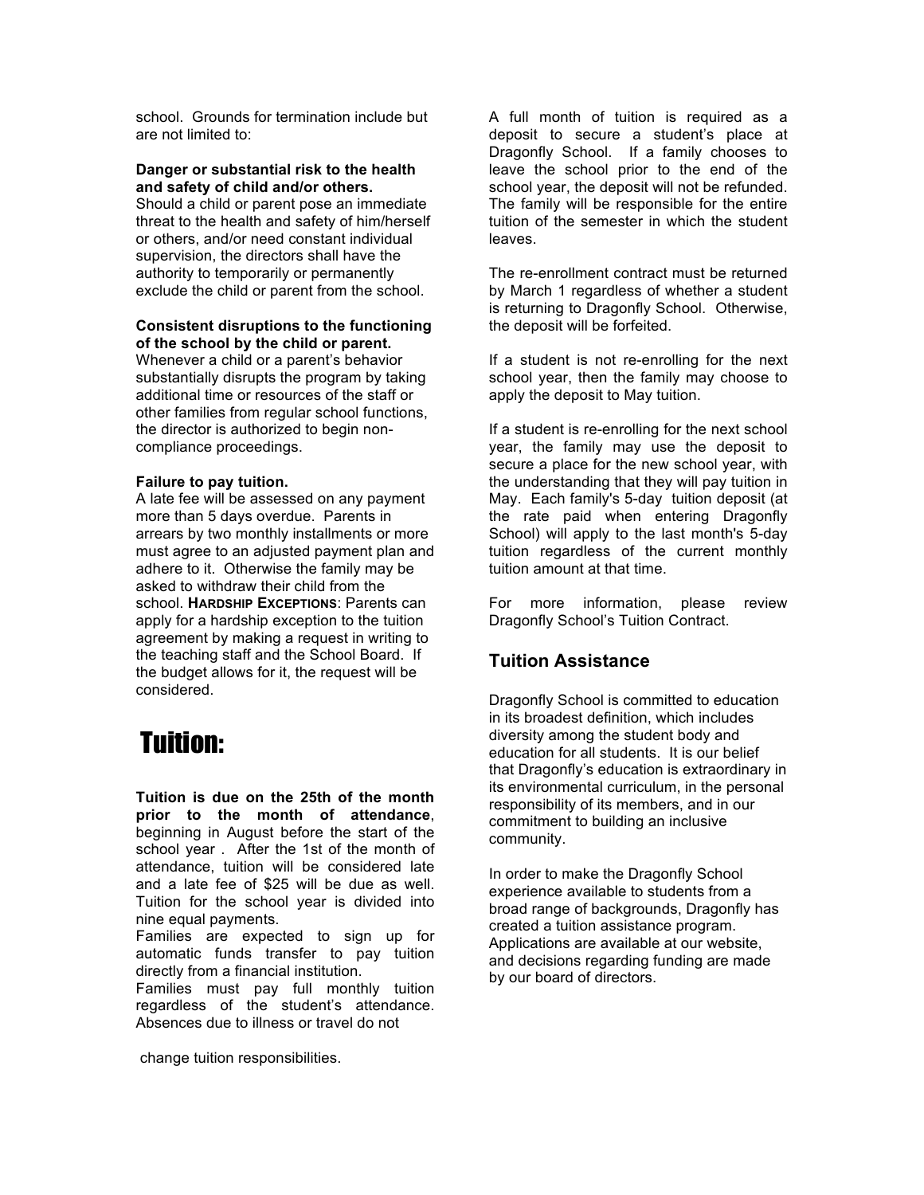school. Grounds for termination include but are not limited to:

**Danger or substantial risk to the health and safety of child and/or others.**
Should a child or parent pose an immediate threat to the health and safety of him/herself or others, and/or need constant individual supervision, the directors shall have the authority to temporarily or permanently exclude the child or parent from the school.

**Consistent disruptions to the functioning of the school by the child or parent.**
Whenever a child or a parent's behavior substantially disrupts the program by taking additional time or resources of the staff or other families from regular school functions, the director is authorized to begin non-compliance proceedings.

**Failure to pay tuition.**
A late fee will be assessed on any payment more than 5 days overdue. Parents in arrears by two monthly installments or more must agree to an adjusted payment plan and adhere to it. Otherwise the family may be asked to withdraw their child from the school. **HARDSHIP EXCEPTIONS**: Parents can apply for a hardship exception to the tuition agreement by making a request in writing to the teaching staff and the School Board. If the budget allows for it, the request will be considered.

# Tuition:

**Tuition is due on the 25th of the month prior to the month of attendance**, beginning in August before the start of the school year . After the 1st of the month of attendance, tuition will be considered late and a late fee of $25 will be due as well. Tuition for the school year is divided into nine equal payments.
Families are expected to sign up for automatic funds transfer to pay tuition directly from a financial institution.
Families must pay full monthly tuition regardless of the student's attendance. Absences due to illness or travel do not change tuition responsibilities.

A full month of tuition is required as a deposit to secure a student's place at Dragonfly School. If a family chooses to leave the school prior to the end of the school year, the deposit will not be refunded. The family will be responsible for the entire tuition of the semester in which the student leaves.

The re-enrollment contract must be returned by March 1 regardless of whether a student is returning to Dragonfly School. Otherwise, the deposit will be forfeited.

If a student is not re-enrolling for the next school year, then the family may choose to apply the deposit to May tuition.

If a student is re-enrolling for the next school year, the family may use the deposit to secure a place for the new school year, with the understanding that they will pay tuition in May. Each family's 5-day tuition deposit (at the rate paid when entering Dragonfly School) will apply to the last month's 5-day tuition regardless of the current monthly tuition amount at that time.

For more information, please review Dragonfly School's Tuition Contract.

## Tuition Assistance

Dragonfly School is committed to education in its broadest definition, which includes diversity among the student body and education for all students. It is our belief that Dragonfly's education is extraordinary in its environmental curriculum, in the personal responsibility of its members, and in our commitment to building an inclusive community.

In order to make the Dragonfly School experience available to students from a broad range of backgrounds, Dragonfly has created a tuition assistance program. Applications are available at our website, and decisions regarding funding are made by our board of directors.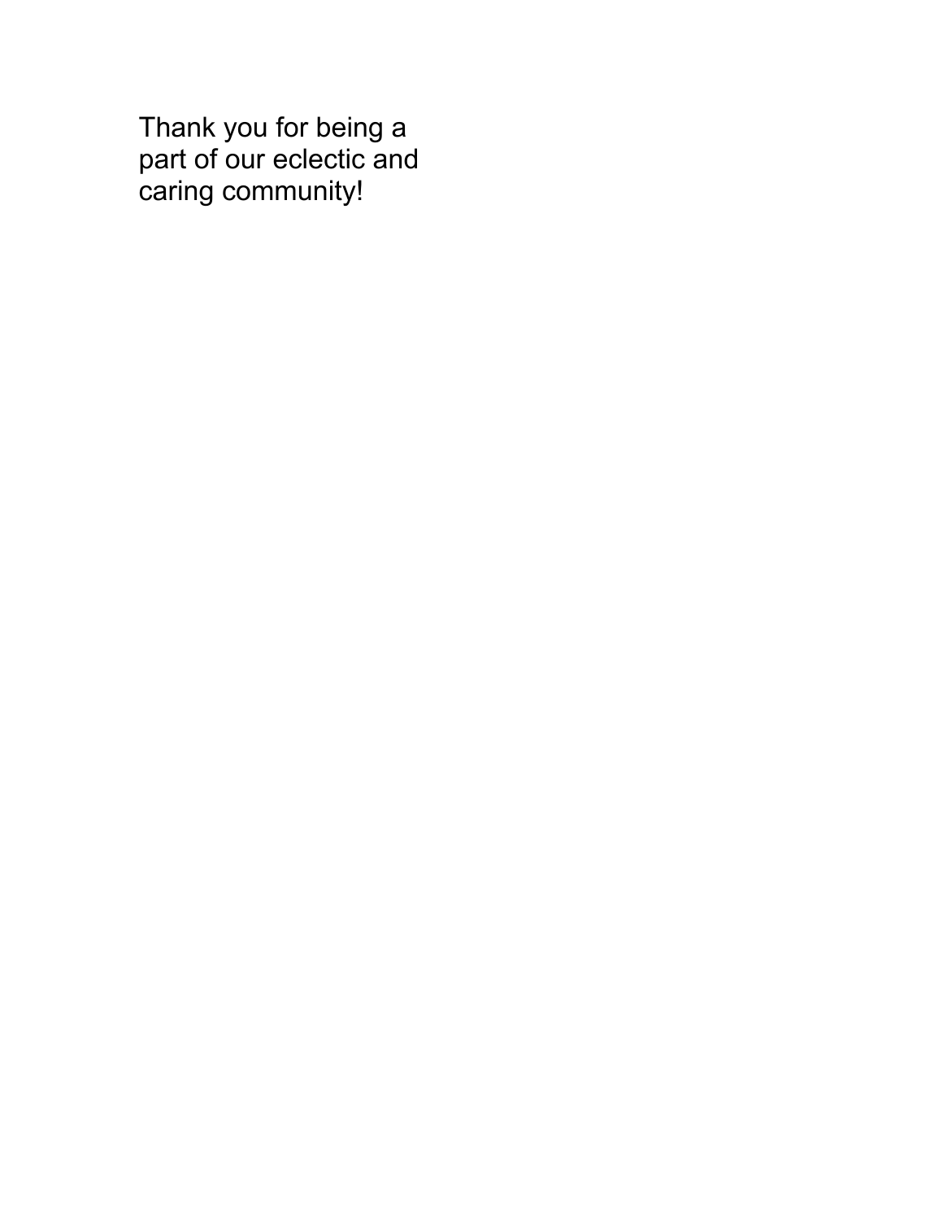Thank you for being a part of our eclectic and caring community!